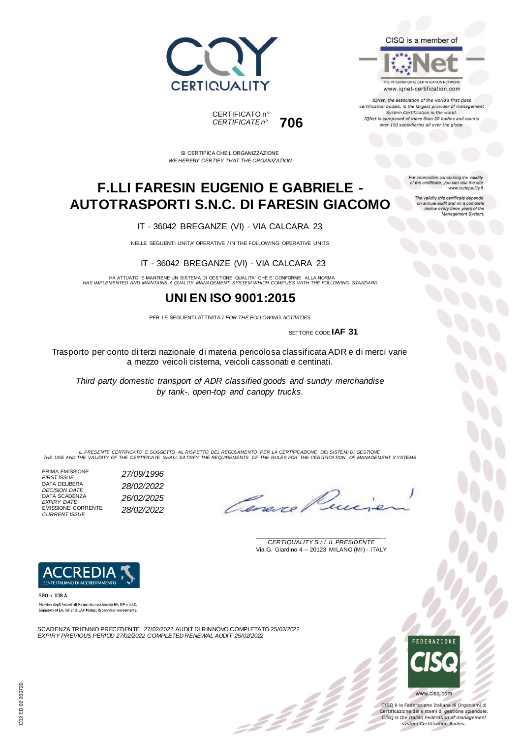CERTIQUALITY

CISQ is a member of

IQNet — THE INTERNATIONAL CERTIFICATION NETWORK
www.iqnet-certification.com

*IQNet, the association of the world's first class certification bodies, is the largest provider of management System Certification in the world. IQNet is composed of more than 30 bodies and counts over 150 subsidiaries all over the globe.*

CERTIFICATO n°
*CERTIFICATE n°* **706**

*For information concerning the validity of the certificate, you can visit the site www.certiquality.it*

*The validity this certificate depends on annual audit and on a complete review every three years of the Management System.*

SI CERTIFICA CHE L'ORGANIZZAZIONE
*WE HEREBY CERTIFY THAT THE ORGANIZATION*

# F.LLI FARESIN EUGENIO E GABRIELE - AUTOTRASPORTI S.N.C. DI FARESIN GIACOMO

IT - 36042 BREGANZE (VI) - VIA CALCARA 23

NELLE SEGUENTI UNITA' OPERATIVE / IN THE FOLLOWING OPERATIVE UNITS

IT - 36042 BREGANZE (VI) - VIA CALCARA 23

HA ATTUATO E MANTIENE UN SISTEMA DI GESTIONE QUALITA' CHE E' CONFORME ALLA NORMA
*HAS IMPLEMENTED AND MAINTAINS A QUALITY MANAGEMENT SYSTEM WHICH COMPLIES WITH THE FOLLOWING STANDARD*

# UNI EN ISO 9001:2015

PER LE SEGUENTI ATTIVITÀ / *FOR THE FOLLOWING ACTIVITIES*

SETTORE CODE **IAF 31**

Trasporto per conto di terzi nazionale di materia pericolosa classificata ADR e di merci varie a mezzo veicoli cisterna, veicoli cassonati e centinati.

*Third party domestic transport of ADR classified goods and sundry merchandise by tank-, open-top and canopy trucks.*

*IL PRESENTE CERTIFICATO È SOGGETTO AL RISPETTO DEL REGOLAMENTO PER LA CERTIFICAZIONE DEI SISTEMI DI GESTIONE*
*THE USE AND THE VALIDITY OF THE CERTIFICATE SHALL SATISFY THE REQUIREMENTS OF THE RULES FOR THE CERTIFICATION OF MANAGEMENT SYSTEMS*

| | |
|---|---|
| PRIMA EMISSIONE *FIRST ISSUE* | *27/09/1996* |
| DATA DELIBERA *DECISION DATE* | *28/02/2022* |
| DATA SCADENZA *EXPIRY DATE* | *26/02/2025* |
| EMISSIONE CORRENTE *CURRENT ISSUE* | *28/02/2022* |

*CERTIQUALITY S.r.l. IL PRESIDENTE*
Via G. Giardino 4 – 20123 MILANO (MI) - ITALY

ACCREDIA — L'ENTE ITALIANO DI ACCREDITAMENTO
SGQ n. 008 A
Membro degli Accordi di Mutuo riconoscimento EA, IAF e ILAC.
Signatory of EA, IAF and ILAC Mutual Recognition Agreements.

SCADENZA TRIENNIO PRECEDENTE 27/02/2022 AUDIT DI RINNOVO COMPLETATO 25/02/2022
*EXPIRY PREVIOUS PERIOD 27/02/2022 COMPLETED RENEWAL AUDIT 25/02/2022*

FEDERAZIONE CISQ
www.cisq.com

CISQ è la Federazione Italiana di Organismi di Certificazione dei sistemi di gestione aziendale.
*CISQ is the Italian Federation of management system Certification Bodies.*

C02 ED 02 200720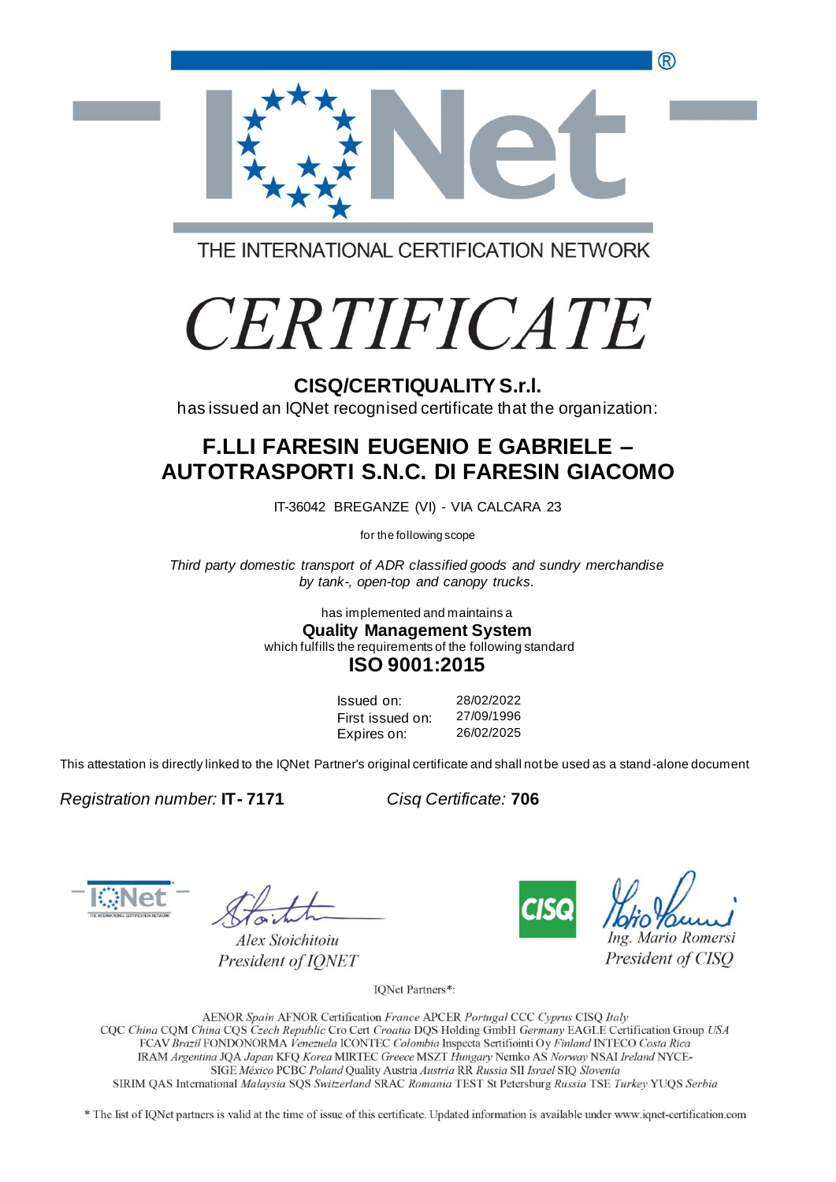THE INTERNATIONAL CERTIFICATION NETWORK

# CERTIFICATE

## CISQ/CERTIQUALITY S.r.l.

has issued an IQNet recognised certificate that the organization:

## F.LLI FARESIN EUGENIO E GABRIELE – AUTOTRASPORTI S.N.C. DI FARESIN GIACOMO

IT-36042 BREGANZE (VI) - VIA CALCARA 23

for the following scope

*Third party domestic transport of ADR classified goods and sundry merchandise by tank-, open-top and canopy trucks.*

has implemented and maintains a

**Quality Management System**

which fulfills the requirements of the following standard

**ISO 9001:2015**

| | |
|---|---|
| Issued on: | 28/02/2022 |
| First issued on: | 27/09/1996 |
| Expires on: | 26/02/2025 |

This attestation is directly linked to the IQNet Partner's original certificate and shall not be used as a stand-alone document

*Registration number:* **IT- 7171** *Cisq Certificate:* **706**

Alex Stoichitoiu
*President of IQNET*

Ing. Mario Romersi
*President of CISQ*

IQNet Partners*:

AENOR *Spain* AFNOR Certification *France* APCER *Portugal* CCC *Cyprus* CISQ *Italy*
CQC *China* CQM *China* CQS *Czech Republic* Cro Cert *Croatia* DQS Holding GmbH *Germany* EAGLE Certification Group *USA*
FCAV *Brazil* FONDONORMA *Venezuela* ICONTEC *Colombia* Inspecta Sertifiointi Oy *Finland* INTECO *Costa Rica*
IRAM *Argentina* JQA *Japan* KFQ *Korea* MIRTEC *Greece* MSZT *Hungary* Nemko AS *Norway* NSAI *Ireland* NYCE-SIGE *México* PCBC *Poland* Quality Austria *Austria* RR *Russia* SII *Israel* SIQ *Slovenia*
SIRIM QAS International *Malaysia* SQS *Switzerland* SRAC *Romania* TEST St Petersburg *Russia* TSE *Turkey* YUQS *Serbia*

* The list of IQNet partners is valid at the time of issue of this certificate. Updated information is available under www.iqnet-certification.com